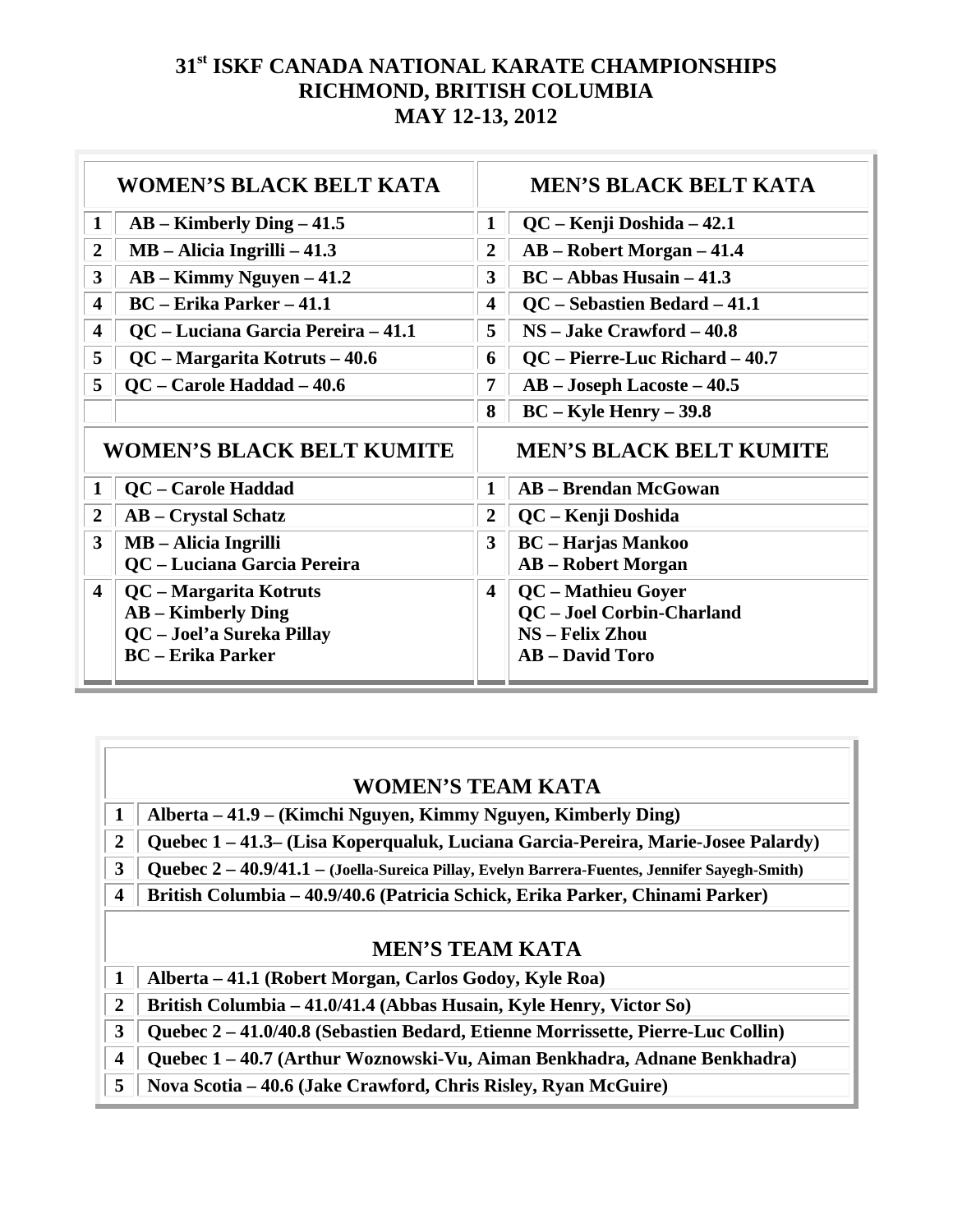# 31[st] ISKF CANADA NATIONAL KARATE CHAMPIONSHIPS
## RICHMOND, BRITISH COLUMBIA
## MAY 12-13, 2012

| | WOMEN'S BLACK BELT KATA | | MEN'S BLACK BELT KATA |
|---|---|---|---|
| 1 | AB – Kimberly Ding – 41.5 | 1 | QC – Kenji Doshida – 42.1 |
| 2 | MB – Alicia Ingrilli – 41.3 | 2 | AB – Robert Morgan – 41.4 |
| 3 | AB – Kimmy Nguyen – 41.2 | 3 | BC – Abbas Husain – 41.3 |
| 4 | BC – Erika Parker – 41.1 | 4 | QC – Sebastien Bedard – 41.1 |
| 4 | QC – Luciana Garcia Pereira – 41.1 | 5 | NS – Jake Crawford – 40.8 |
| 5 | QC – Margarita Kotruts – 40.6 | 6 | QC – Pierre-Luc Richard – 40.7 |
| 5 | QC – Carole Haddad – 40.6 | 7 | AB – Joseph Lacoste – 40.5 |
| | | 8 | BC – Kyle Henry – 39.8 |

| | WOMEN'S BLACK BELT KUMITE | | MEN'S BLACK BELT KUMITE |
|---|---|---|---|
| 1 | QC – Carole Haddad | 1 | AB – Brendan McGowan |
| 2 | AB – Crystal Schatz | 2 | QC – Kenji Doshida |
| 3 | MB – Alicia Ingrilli<br>QC – Luciana Garcia Pereira | 3 | BC – Harjas Mankoo<br>AB – Robert Morgan |
| 4 | QC – Margarita Kotruts<br>AB – Kimberly Ding<br>QC – Joel'a Sureka Pillay<br>BC – Erika Parker | 4 | QC – Mathieu Goyer<br>QC – Joel Corbin-Charland<br>NS – Felix Zhou<br>AB – David Toro |

| | WOMEN'S TEAM KATA |
|---|---|
| 1 | Alberta – 41.9 – (Kimchi Nguyen, Kimmy Nguyen, Kimberly Ding) |
| 2 | Quebec 1 – 41.3– (Lisa Koperqualuk, Luciana Garcia-Pereira, Marie-Josee Palardy) |
| 3 | Quebec 2 – 40.9/41.1 – (Joella-Sureica Pillay, Evelyn Barrera-Fuentes, Jennifer Sayegh-Smith) |
| 4 | British Columbia – 40.9/40.6 (Patricia Schick, Erika Parker, Chinami Parker) |

| | MEN'S TEAM KATA |
|---|---|
| 1 | Alberta – 41.1 (Robert Morgan, Carlos Godoy, Kyle Roa) |
| 2 | British Columbia – 41.0/41.4 (Abbas Husain, Kyle Henry, Victor So) |
| 3 | Quebec 2 – 41.0/40.8 (Sebastien Bedard, Etienne Morrissette, Pierre-Luc Collin) |
| 4 | Quebec 1 – 40.7 (Arthur Woznowski-Vu, Aiman Benkhadra, Adnane Benkhadra) |
| 5 | Nova Scotia – 40.6 (Jake Crawford, Chris Risley, Ryan McGuire) |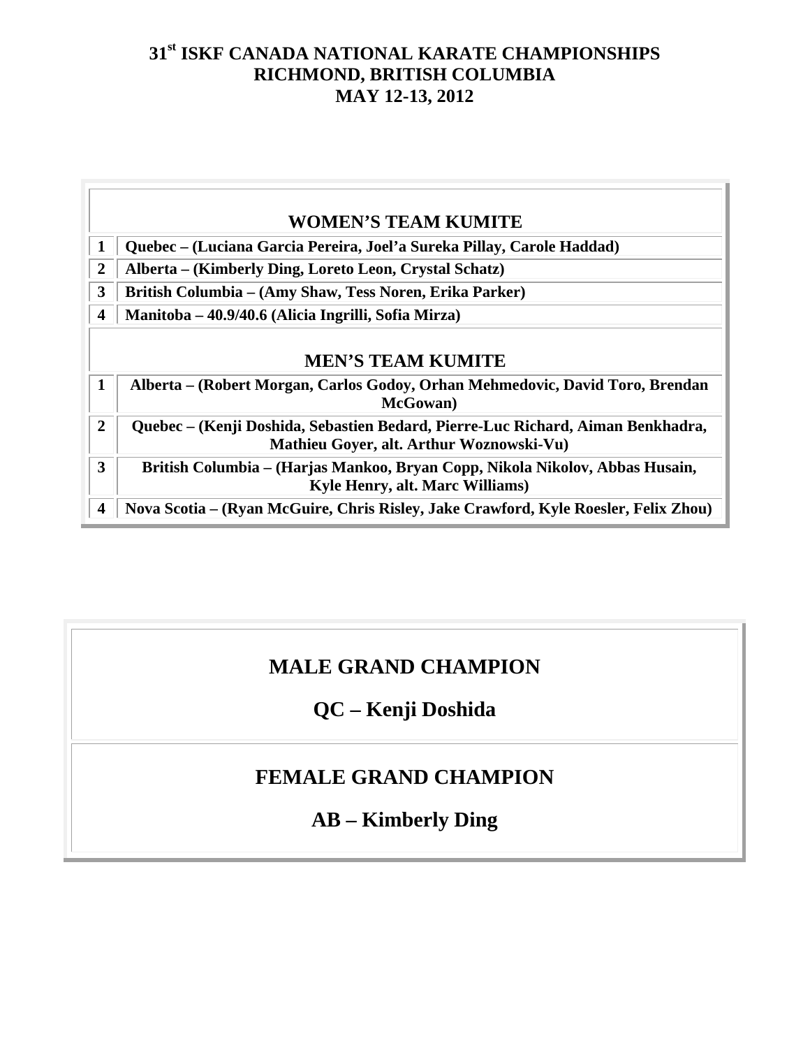# 31st ISKF CANADA NATIONAL KARATE CHAMPIONSHIPS
## RICHMOND, BRITISH COLUMBIA
## MAY 12-13, 2012

| WOMEN'S TEAM KUMITE | |
|---|---|
| 1 | Quebec – (Luciana Garcia Pereira, Joel'a Sureka Pillay, Carole Haddad) |
| 2 | Alberta – (Kimberly Ding, Loreto Leon, Crystal Schatz) |
| 3 | British Columbia – (Amy Shaw, Tess Noren, Erika Parker) |
| 4 | Manitoba – 40.9/40.6 (Alicia Ingrilli, Sofia Mirza) |
| **MEN'S TEAM KUMITE** | |
| 1 | Alberta – (Robert Morgan, Carlos Godoy, Orhan Mehmedovic, David Toro, Brendan McGowan) |
| 2 | Quebec – (Kenji Doshida, Sebastien Bedard, Pierre-Luc Richard, Aiman Benkhadra, Mathieu Goyer, alt. Arthur Woznowski-Vu) |
| 3 | British Columbia – (Harjas Mankoo, Bryan Copp, Nikola Nikolov, Abbas Husain, Kyle Henry, alt. Marc Williams) |
| 4 | Nova Scotia – (Ryan McGuire, Chris Risley, Jake Crawford, Kyle Roesler, Felix Zhou) |

## MALE GRAND CHAMPION

## QC – Kenji Doshida

## FEMALE GRAND CHAMPION

## AB – Kimberly Ding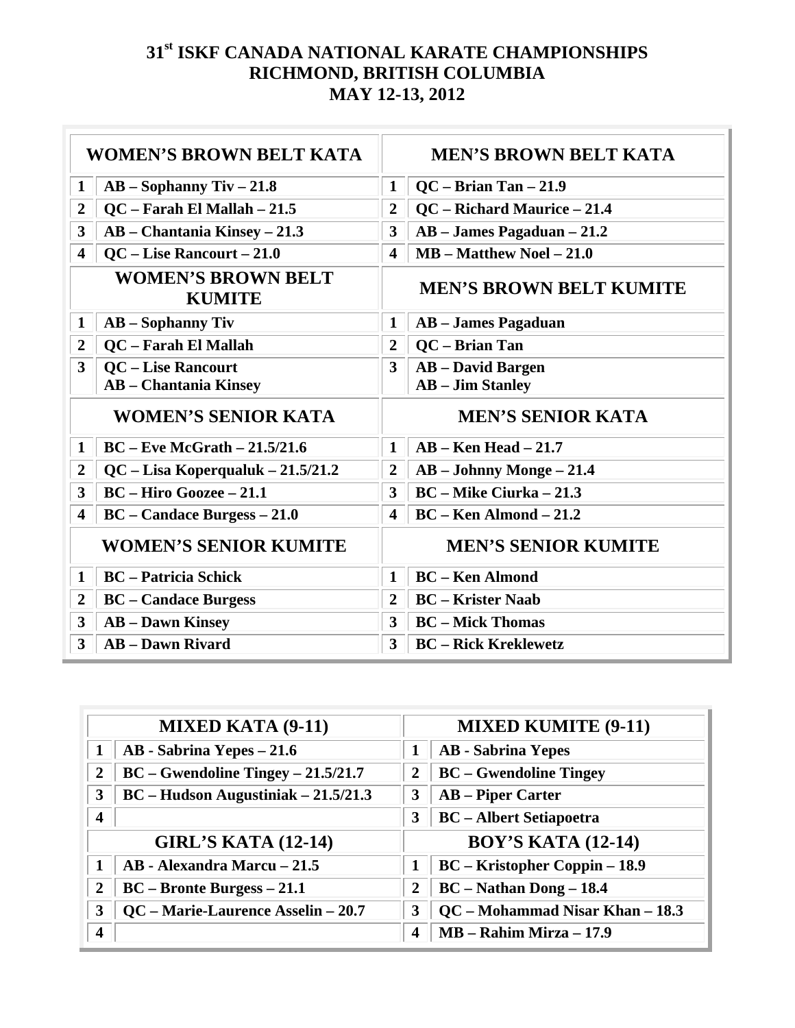# 31st ISKF CANADA NATIONAL KARATE CHAMPIONSHIPS
## RICHMOND, BRITISH COLUMBIA
## MAY 12-13, 2012

| WOMEN'S BROWN BELT KATA | | MEN'S BROWN BELT KATA | |
|---|---|---|---|
| 1 | AB – Sophanny Tiv – 21.8 | 1 | QC – Brian Tan – 21.9 |
| 2 | QC – Farah El Mallah – 21.5 | 2 | QC – Richard Maurice – 21.4 |
| 3 | AB – Chantania Kinsey – 21.3 | 3 | AB – James Pagaduan – 21.2 |
| 4 | QC – Lise Rancourt – 21.0 | 4 | MB – Matthew Noel – 21.0 |
| **WOMEN'S BROWN BELT KUMITE** | | **MEN'S BROWN BELT KUMITE** | |
| 1 | AB – Sophanny Tiv | 1 | AB – James Pagaduan |
| 2 | QC – Farah El Mallah | 2 | QC – Brian Tan |
| 3 | QC – Lise Rancourt<br>AB – Chantania Kinsey | 3 | AB – David Bargen<br>AB – Jim Stanley |
| **WOMEN'S SENIOR KATA** | | **MEN'S SENIOR KATA** | |
| 1 | BC – Eve McGrath – 21.5/21.6 | 1 | AB – Ken Head – 21.7 |
| 2 | QC – Lisa Koperqualuk – 21.5/21.2 | 2 | AB – Johnny Monge – 21.4 |
| 3 | BC – Hiro Goozee – 21.1 | 3 | BC – Mike Ciurka – 21.3 |
| 4 | BC – Candace Burgess – 21.0 | 4 | BC – Ken Almond – 21.2 |
| **WOMEN'S SENIOR KUMITE** | | **MEN'S SENIOR KUMITE** | |
| 1 | BC – Patricia Schick | 1 | BC – Ken Almond |
| 2 | BC – Candace Burgess | 2 | BC – Krister Naab |
| 3 | AB – Dawn Kinsey | 3 | BC – Mick Thomas |
| 3 | AB – Dawn Rivard | 3 | BC – Rick Kreklewetz |

| MIXED KATA (9-11) | | MIXED KUMITE (9-11) | |
|---|---|---|---|
| 1 | AB - Sabrina Yepes – 21.6 | 1 | AB - Sabrina Yepes |
| 2 | BC – Gwendoline Tingey – 21.5/21.7 | 2 | BC – Gwendoline Tingey |
| 3 | BC – Hudson Augustiniak – 21.5/21.3 | 3 | AB – Piper Carter |
| 4 | | 3 | BC – Albert Setiapoetra |
| **GIRL'S KATA (12-14)** | | **BOY'S KATA (12-14)** | |
| 1 | AB - Alexandra Marcu – 21.5 | 1 | BC – Kristopher Coppin – 18.9 |
| 2 | BC – Bronte Burgess – 21.1 | 2 | BC – Nathan Dong – 18.4 |
| 3 | QC – Marie-Laurence Asselin – 20.7 | 3 | QC – Mohammad Nisar Khan – 18.3 |
| 4 | | 4 | MB – Rahim Mirza – 17.9 |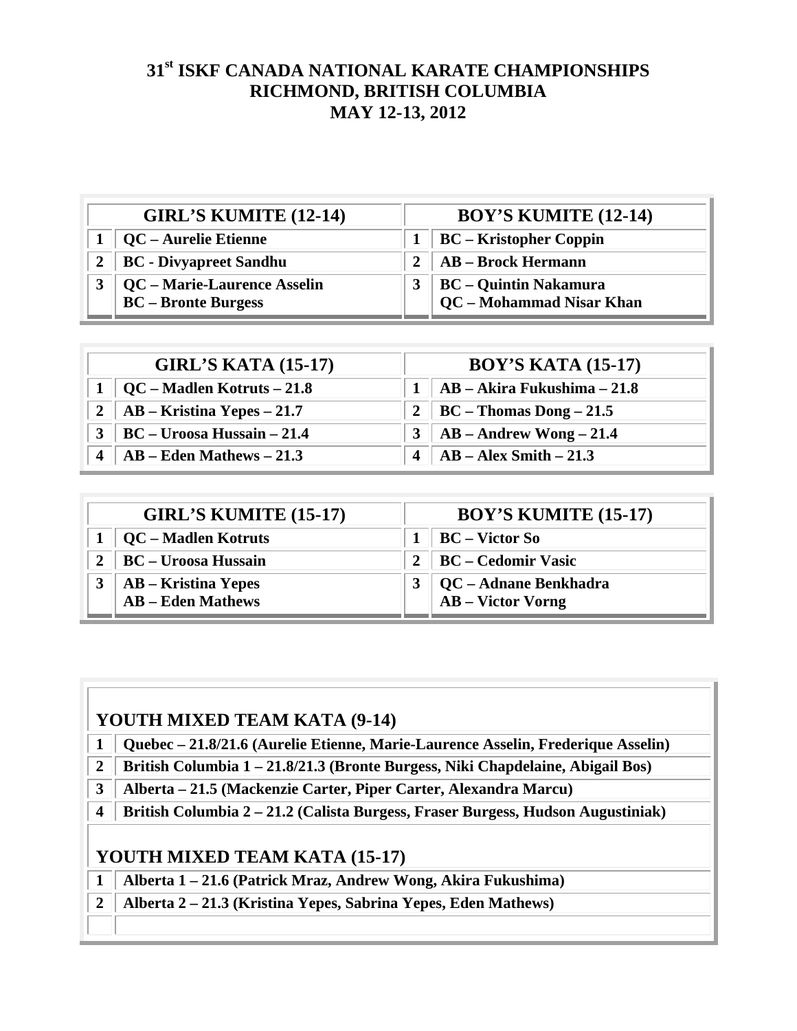# 31st ISKF CANADA NATIONAL KARATE CHAMPIONSHIPS
# RICHMOND, BRITISH COLUMBIA
# MAY 12-13, 2012

| GIRL'S KUMITE (12-14) | | BOY'S KUMITE (12-14) | |
|---|---|---|---|
| 1 | QC – Aurelie Etienne | 1 | BC – Kristopher Coppin |
| 2 | BC - Divyapreet Sandhu | 2 | AB – Brock Hermann |
| 3 | QC – Marie-Laurence Asselin<br>BC – Bronte Burgess | 3 | BC – Quintin Nakamura<br>QC – Mohammad Nisar Khan |

| GIRL'S KATA (15-17) | | BOY'S KATA (15-17) | |
|---|---|---|---|
| 1 | QC – Madlen Kotruts – 21.8 | 1 | AB – Akira Fukushima – 21.8 |
| 2 | AB – Kristina Yepes – 21.7 | 2 | BC – Thomas Dong – 21.5 |
| 3 | BC – Uroosa Hussain – 21.4 | 3 | AB – Andrew Wong – 21.4 |
| 4 | AB – Eden Mathews – 21.3 | 4 | AB – Alex Smith – 21.3 |

| GIRL'S KUMITE (15-17) | | BOY'S KUMITE (15-17) | |
|---|---|---|---|
| 1 | QC – Madlen Kotruts | 1 | BC – Victor So |
| 2 | BC – Uroosa Hussain | 2 | BC – Cedomir Vasic |
| 3 | AB – Kristina Yepes<br>AB – Eden Mathews | 3 | QC – Adnane Benkhadra<br>AB – Victor Vorng |

## YOUTH MIXED TEAM KATA (9-14)

| | |
|---|---|
| 1 | Quebec – 21.8/21.6 (Aurelie Etienne, Marie-Laurence Asselin, Frederique Asselin) |
| 2 | British Columbia 1 – 21.8/21.3 (Bronte Burgess, Niki Chapdelaine, Abigail Bos) |
| 3 | Alberta – 21.5 (Mackenzie Carter, Piper Carter, Alexandra Marcu) |
| 4 | British Columbia 2 – 21.2 (Calista Burgess, Fraser Burgess, Hudson Augustiniak) |

## YOUTH MIXED TEAM KATA (15-17)

| | |
|---|---|
| 1 | Alberta 1 – 21.6 (Patrick Mraz, Andrew Wong, Akira Fukushima) |
| 2 | Alberta 2 – 21.3 (Kristina Yepes, Sabrina Yepes, Eden Mathews) |